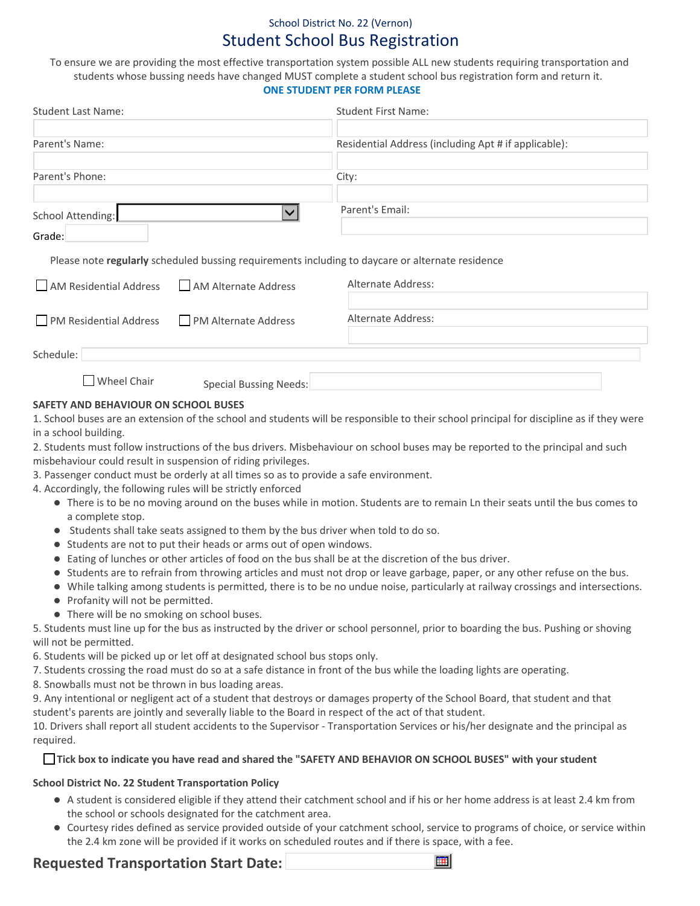School District No. 22 (Vernon)

# Student School Bus Registration

To ensure we are providing the most effective transportation system possible ALL new students requiring transportation and students whose bussing needs have changed MUST complete a student school bus registration form and return it.

**ONE STUDENT PER FORM PLEASE**

Student Last Name:

Student First Name:

Parent's Name:

Residential Address (including Apt # if applicable):

Parent's Phone:

City:

School Attending:

Parent's Email:

Grade:

Please note **regularly** scheduled bussing requirements including to daycare or alternate residence

☐ AM Residential Address ☐ AM Alternate Address Alternate Address:

☐ PM Residential Address ☐ PM Alternate Address Alternate Address:

Schedule:

☐ Wheel Chair Special Bussing Needs:

**SAFETY AND BEHAVIOUR ON SCHOOL BUSES**

1. School buses are an extension of the school and students will be responsible to their school principal for discipline as if they were in a school building.
2. Students must follow instructions of the bus drivers. Misbehaviour on school buses may be reported to the principal and such misbehaviour could result in suspension of riding privileges.
3. Passenger conduct must be orderly at all times so as to provide a safe environment.
4. Accordingly, the following rules will be strictly enforced
   - There is to be no moving around on the buses while in motion. Students are to remain Ln their seats until the bus comes to a complete stop.
   - Students shall take seats assigned to them by the bus driver when told to do so.
   - Students are not to put their heads or arms out of open windows.
   - Eating of lunches or other articles of food on the bus shall be at the discretion of the bus driver.
   - Students are to refrain from throwing articles and must not drop or leave garbage, paper, or any other refuse on the bus.
   - While talking among students is permitted, there is to be no undue noise, particularly at railway crossings and intersections.
   - Profanity will not be permitted.
   - There will be no smoking on school buses.
5. Students must line up for the bus as instructed by the driver or school personnel, prior to boarding the bus. Pushing or shoving will not be permitted.
6. Students will be picked up or let off at designated school bus stops only.
7. Students crossing the road must do so at a safe distance in front of the bus while the loading lights are operating.
8. Snowballs must not be thrown in bus loading areas.
9. Any intentional or negligent act of a student that destroys or damages property of the School Board, that student and that student's parents are jointly and severally liable to the Board in respect of the act of that student.
10. Drivers shall report all student accidents to the Supervisor - Transportation Services or his/her designate and the principal as required.

☐ **Tick box to indicate you have read and shared the "SAFETY AND BEHAVIOR ON SCHOOL BUSES" with your student**

**School District No. 22 Student Transportation Policy**

- A student is considered eligible if they attend their catchment school and if his or her home address is at least 2.4 km from the school or schools designated for the catchment area.
- Courtesy rides defined as service provided outside of your catchment school, service to programs of choice, or service within the 2.4 km zone will be provided if it works on scheduled routes and if there is space, with a fee.

## Requested Transportation Start Date: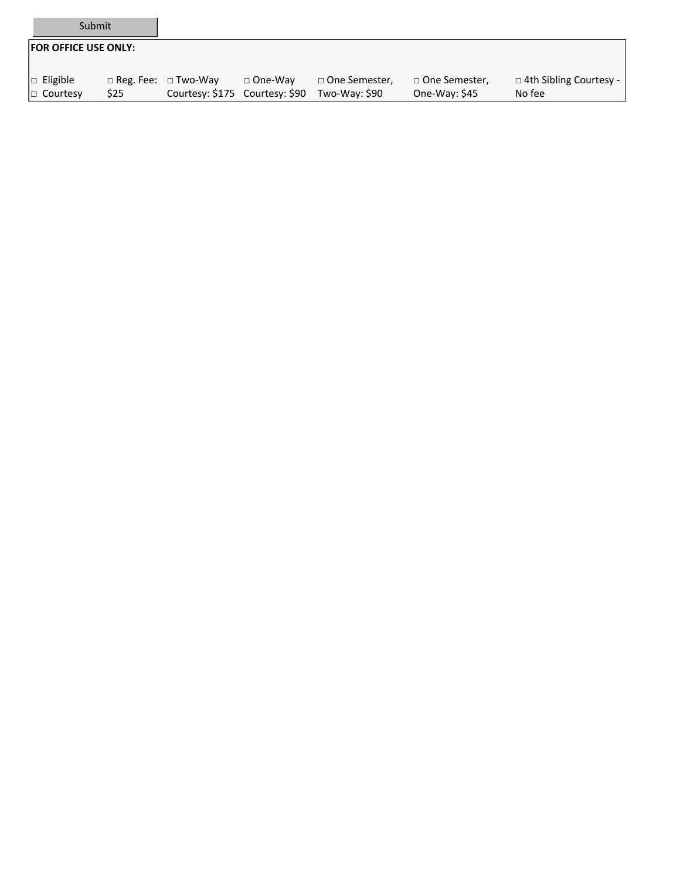Submit

| FOR OFFICE USE ONLY: | | | | | | |
|---|---|---|---|---|---|---|
| □ Eligible<br>□ Courtesy | □ Reg. Fee: $25 | □ Two-Way Courtesy: $175 | □ One-Way Courtesy: $90 | □ One Semester, Two-Way: $90 | □ One Semester, One-Way: $45 | □ 4th Sibling Courtesy - No fee |